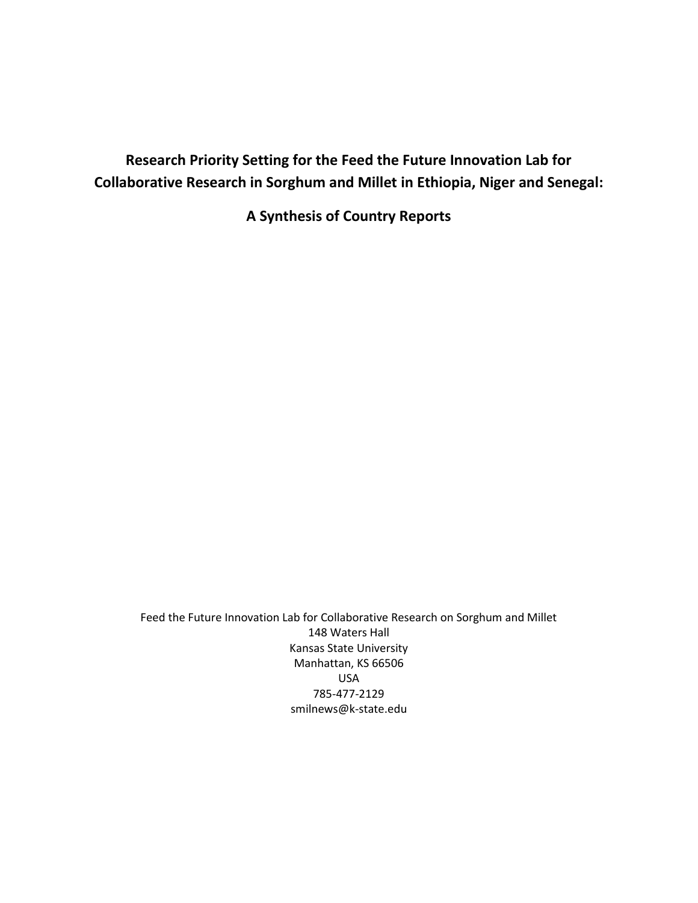# Research Priority Setting for the Feed the Future Innovation Lab for Collaborative Research in Sorghum and Millet in Ethiopia, Niger and Senegal:

## A Synthesis of Country Reports

Feed the Future Innovation Lab for Collaborative Research on Sorghum and Millet
148 Waters Hall
Kansas State University
Manhattan, KS 66506
USA
785-477-2129
smilnews@k-state.edu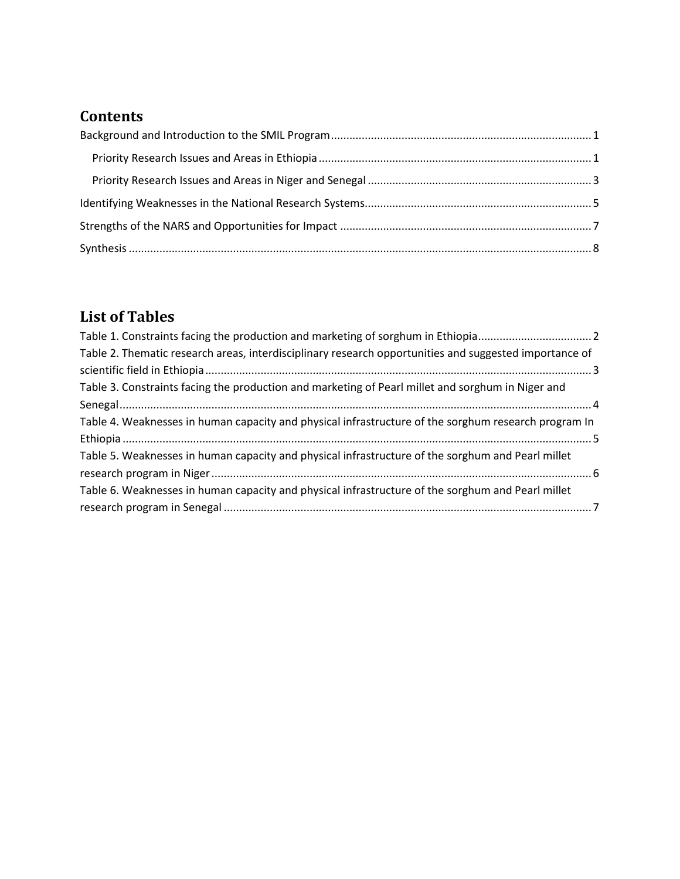## Contents

Background and Introduction to the SMIL Program .................................................................................... 1

- Priority Research Issues and Areas in Ethiopia ........................................................................................ 1
- Priority Research Issues and Areas in Niger and Senegal ........................................................................ 3

Identifying Weaknesses in the National Research Systems......................................................................... 5

Strengths of the NARS and Opportunities for Impact ................................................................................. 7

Synthesis ..................................................................................................................................................... 8

## List of Tables

Table 1. Constraints facing the production and marketing of sorghum in Ethiopia..................................... 2

Table 2. Thematic research areas, interdisciplinary research opportunities and suggested importance of scientific field in Ethiopia ............................................................................................................................ 3

Table 3. Constraints facing the production and marketing of Pearl millet and sorghum in Niger and Senegal ........................................................................................................................................................ 4

Table 4. Weaknesses in human capacity and physical infrastructure of the sorghum research program In Ethiopia ....................................................................................................................................................... 5

Table 5. Weaknesses in human capacity and physical infrastructure of the sorghum and Pearl millet research program in Niger ........................................................................................................................... 6

Table 6. Weaknesses in human capacity and physical infrastructure of the sorghum and Pearl millet research program in Senegal ....................................................................................................................... 7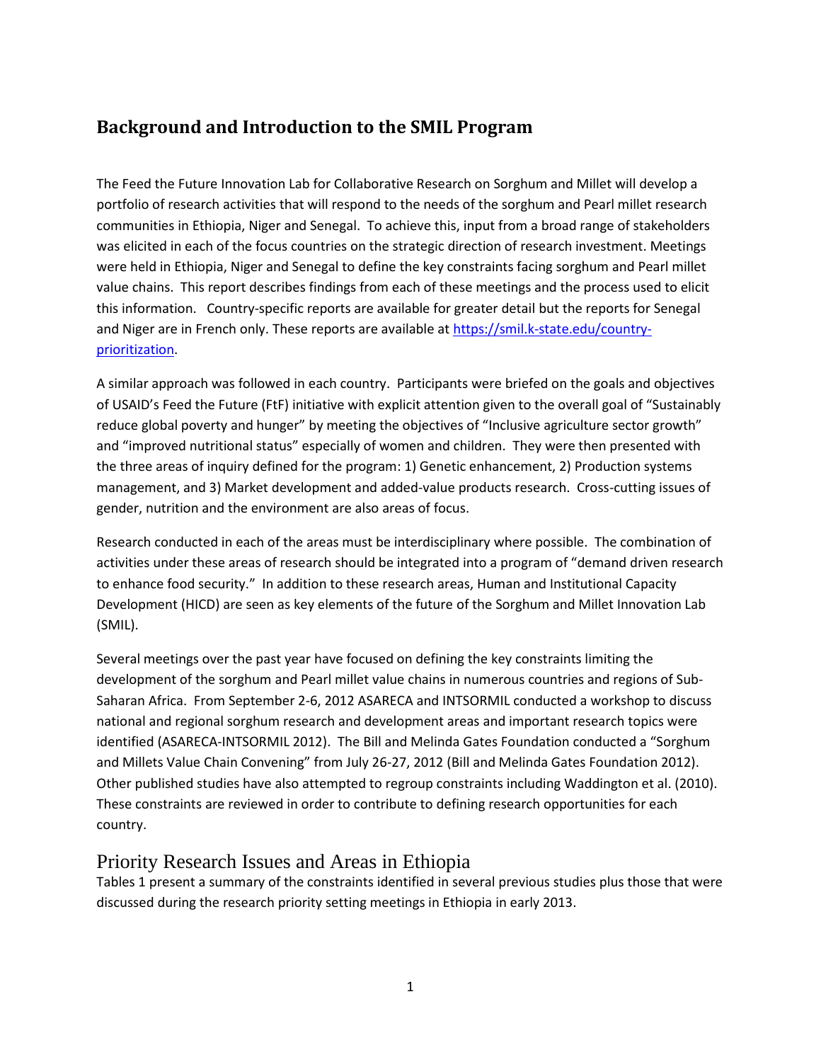## Background and Introduction to the SMIL Program

The Feed the Future Innovation Lab for Collaborative Research on Sorghum and Millet will develop a portfolio of research activities that will respond to the needs of the sorghum and Pearl millet research communities in Ethiopia, Niger and Senegal. To achieve this, input from a broad range of stakeholders was elicited in each of the focus countries on the strategic direction of research investment. Meetings were held in Ethiopia, Niger and Senegal to define the key constraints facing sorghum and Pearl millet value chains. This report describes findings from each of these meetings and the process used to elicit this information. Country-specific reports are available for greater detail but the reports for Senegal and Niger are in French only. These reports are available at [https://smil.k-state.edu/country-prioritization](https://smil.k-state.edu/country-prioritization).

A similar approach was followed in each country. Participants were briefed on the goals and objectives of USAID's Feed the Future (FtF) initiative with explicit attention given to the overall goal of "Sustainably reduce global poverty and hunger" by meeting the objectives of "Inclusive agriculture sector growth" and "improved nutritional status" especially of women and children. They were then presented with the three areas of inquiry defined for the program: 1) Genetic enhancement, 2) Production systems management, and 3) Market development and added-value products research. Cross-cutting issues of gender, nutrition and the environment are also areas of focus.

Research conducted in each of the areas must be interdisciplinary where possible. The combination of activities under these areas of research should be integrated into a program of "demand driven research to enhance food security." In addition to these research areas, Human and Institutional Capacity Development (HICD) are seen as key elements of the future of the Sorghum and Millet Innovation Lab (SMIL).

Several meetings over the past year have focused on defining the key constraints limiting the development of the sorghum and Pearl millet value chains in numerous countries and regions of Sub-Saharan Africa. From September 2-6, 2012 ASARECA and INTSORMIL conducted a workshop to discuss national and regional sorghum research and development areas and important research topics were identified (ASARECA-INTSORMIL 2012). The Bill and Melinda Gates Foundation conducted a "Sorghum and Millets Value Chain Convening" from July 26-27, 2012 (Bill and Melinda Gates Foundation 2012). Other published studies have also attempted to regroup constraints including Waddington et al. (2010). These constraints are reviewed in order to contribute to defining research opportunities for each country.

## Priority Research Issues and Areas in Ethiopia

Tables 1 present a summary of the constraints identified in several previous studies plus those that were discussed during the research priority setting meetings in Ethiopia in early 2013.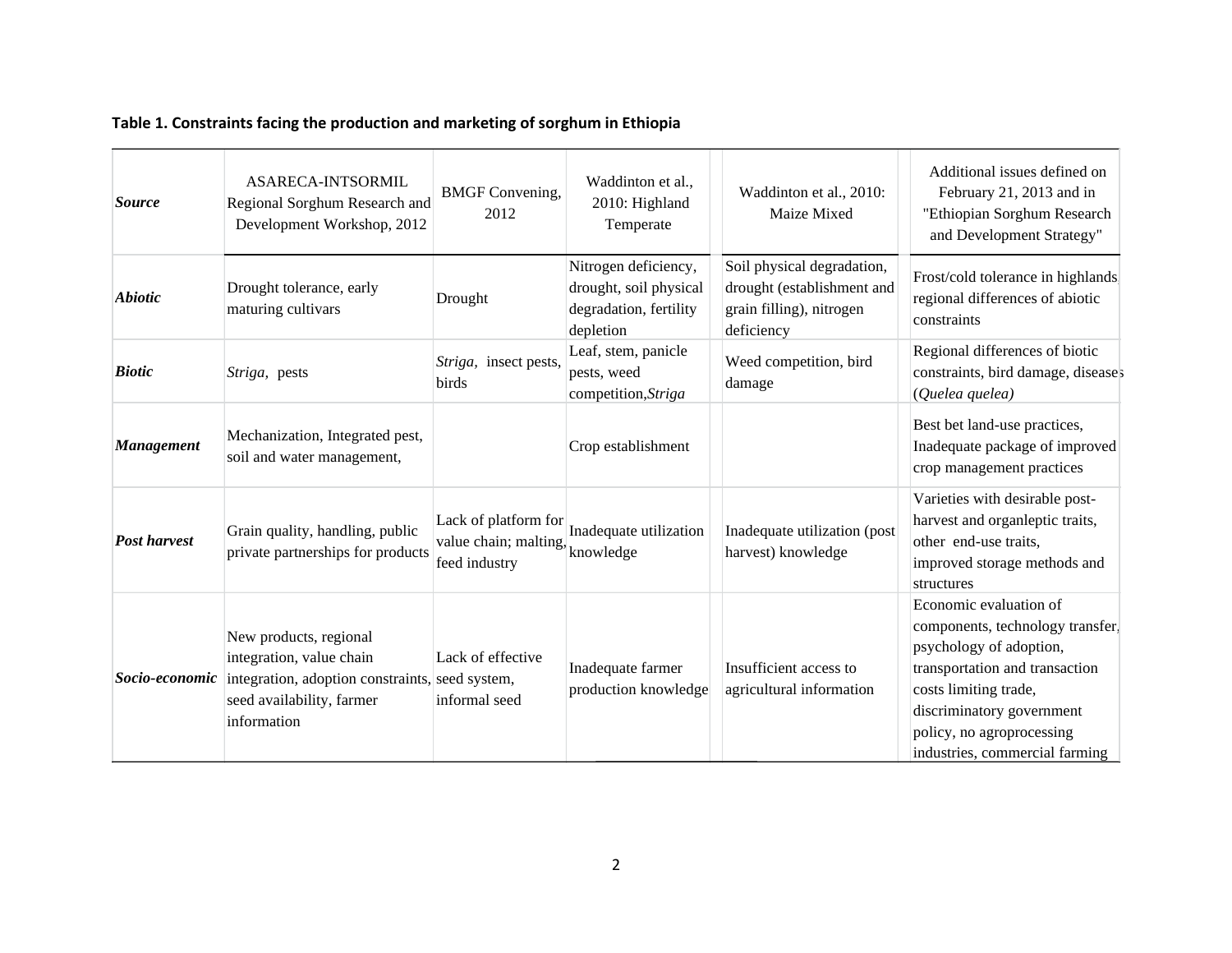**Table 1. Constraints facing the production and marketing of sorghum in Ethiopia**

| ***Source*** | ASARECA-INTSORMIL Regional Sorghum Research and Development Workshop, 2012 | BMGF Convening, 2012 | Waddinton et al., 2010: Highland Temperate | Waddinton et al., 2010: Maize Mixed | Additional issues defined on February 21, 2013 and in "Ethiopian Sorghum Research and Development Strategy" |
|---|---|---|---|---|---|
| ***Abiotic*** | Drought tolerance, early maturing cultivars | Drought | Nitrogen deficiency, drought, soil physical degradation, fertility depletion | Soil physical degradation, drought (establishment and grain filling), nitrogen deficiency | Frost/cold tolerance in highlands, regional differences of abiotic constraints |
| ***Biotic*** | *Striga*, pests | *Striga*, insect pests, birds | Leaf, stem, panicle pests, weed competition,*Striga* | Weed competition, bird damage | Regional differences of biotic constraints, bird damage, diseases (*Quelea quelea)* |
| ***Management*** | Mechanization, Integrated pest, soil and water management, | | Crop establishment | | Best bet land-use practices, Inadequate package of improved crop management practices |
| ***Post harvest*** | Grain quality, handling, public private partnerships for products | Lack of platform for value chain; malting, feed industry | Inadequate utilization knowledge | Inadequate utilization (post harvest) knowledge | Varieties with desirable post-harvest and organleptic traits, other end-use traits, improved storage methods and structures |
| ***Socio-economic*** | New products, regional integration, value chain integration, adoption constraints, seed availability, farmer information | Lack of effective seed system, informal seed | Inadequate farmer production knowledge | Insufficient access to agricultural information | Economic evaluation of components, technology transfer, psychology of adoption, transportation and transaction costs limiting trade, discriminatory government policy, no agroprocessing industries, commercial farming |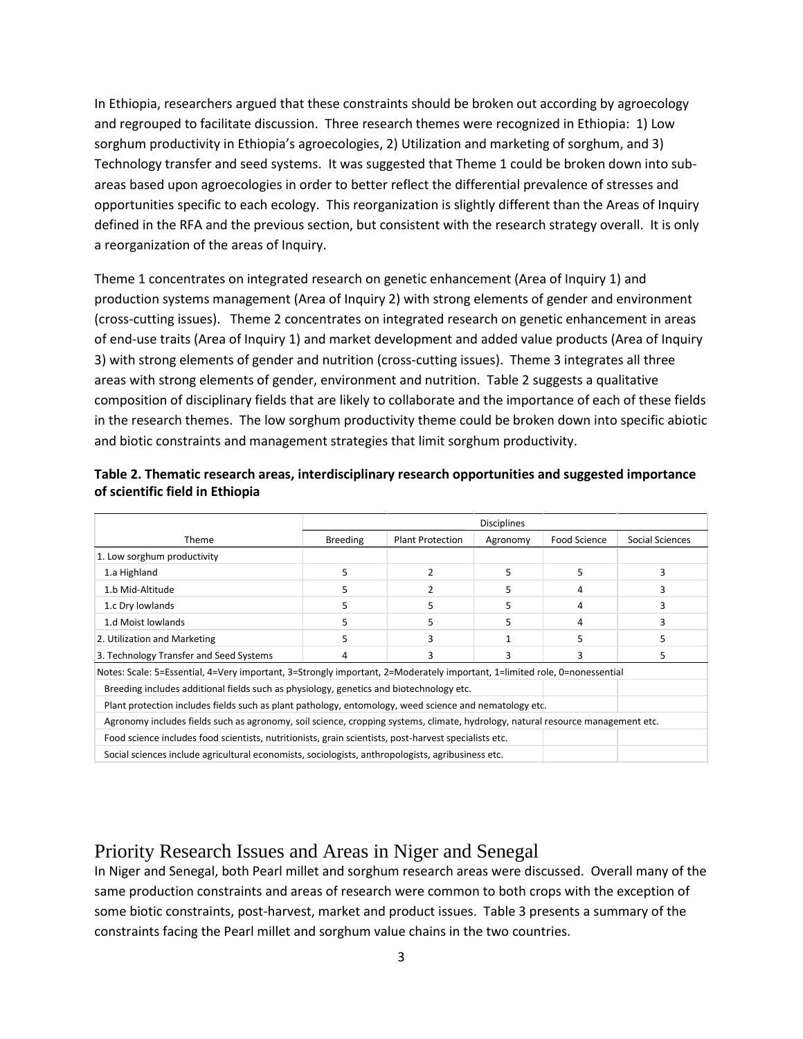In Ethiopia, researchers argued that these constraints should be broken out according by agroecology and regrouped to facilitate discussion. Three research themes were recognized in Ethiopia: 1) Low sorghum productivity in Ethiopia's agroecologies, 2) Utilization and marketing of sorghum, and 3) Technology transfer and seed systems. It was suggested that Theme 1 could be broken down into sub-areas based upon agroecologies in order to better reflect the differential prevalence of stresses and opportunities specific to each ecology. This reorganization is slightly different than the Areas of Inquiry defined in the RFA and the previous section, but consistent with the research strategy overall. It is only a reorganization of the areas of Inquiry.

Theme 1 concentrates on integrated research on genetic enhancement (Area of Inquiry 1) and production systems management (Area of Inquiry 2) with strong elements of gender and environment (cross-cutting issues). Theme 2 concentrates on integrated research on genetic enhancement in areas of end-use traits (Area of Inquiry 1) and market development and added value products (Area of Inquiry 3) with strong elements of gender and nutrition (cross-cutting issues). Theme 3 integrates all three areas with strong elements of gender, environment and nutrition. Table 2 suggests a qualitative composition of disciplinary fields that are likely to collaborate and the importance of each of these fields in the research themes. The low sorghum productivity theme could be broken down into specific abiotic and biotic constraints and management strategies that limit sorghum productivity.

**Table 2. Thematic research areas, interdisciplinary research opportunities and suggested importance of scientific field in Ethiopia**

| | Disciplines | | | | |
|---|---|---|---|---|---|
| Theme | Breeding | Plant Protection | Agronomy | Food Science | Social Sciences |
| 1. Low sorghum productivity | | | | | |
| 1.a Highland | 5 | 2 | 5 | 5 | 3 |
| 1.b Mid-Altitude | 5 | 2 | 5 | 4 | 3 |
| 1.c Dry lowlands | 5 | 5 | 5 | 4 | 3 |
| 1.d Moist lowlands | 5 | 5 | 5 | 4 | 3 |
| 2. Utilization and Marketing | 5 | 3 | 1 | 5 | 5 |
| 3. Technology Transfer and Seed Systems | 4 | 3 | 3 | 3 | 5 |

Notes: Scale: 5=Essential, 4=Very important, 3=Strongly important, 2=Moderately important, 1=limited role, 0=nonessential

Breeding includes additional fields such as physiology, genetics and biotechnology etc.

Plant protection includes fields such as plant pathology, entomology, weed science and nematology etc.

Agronomy includes fields such as agronomy, soil science, cropping systems, climate, hydrology, natural resource management etc.

Food science includes food scientists, nutritionists, grain scientists, post-harvest specialists etc.

Social sciences include agricultural economists, sociologists, anthropologists, agribusiness etc.

## Priority Research Issues and Areas in Niger and Senegal

In Niger and Senegal, both Pearl millet and sorghum research areas were discussed. Overall many of the same production constraints and areas of research were common to both crops with the exception of some biotic constraints, post-harvest, market and product issues. Table 3 presents a summary of the constraints facing the Pearl millet and sorghum value chains in the two countries.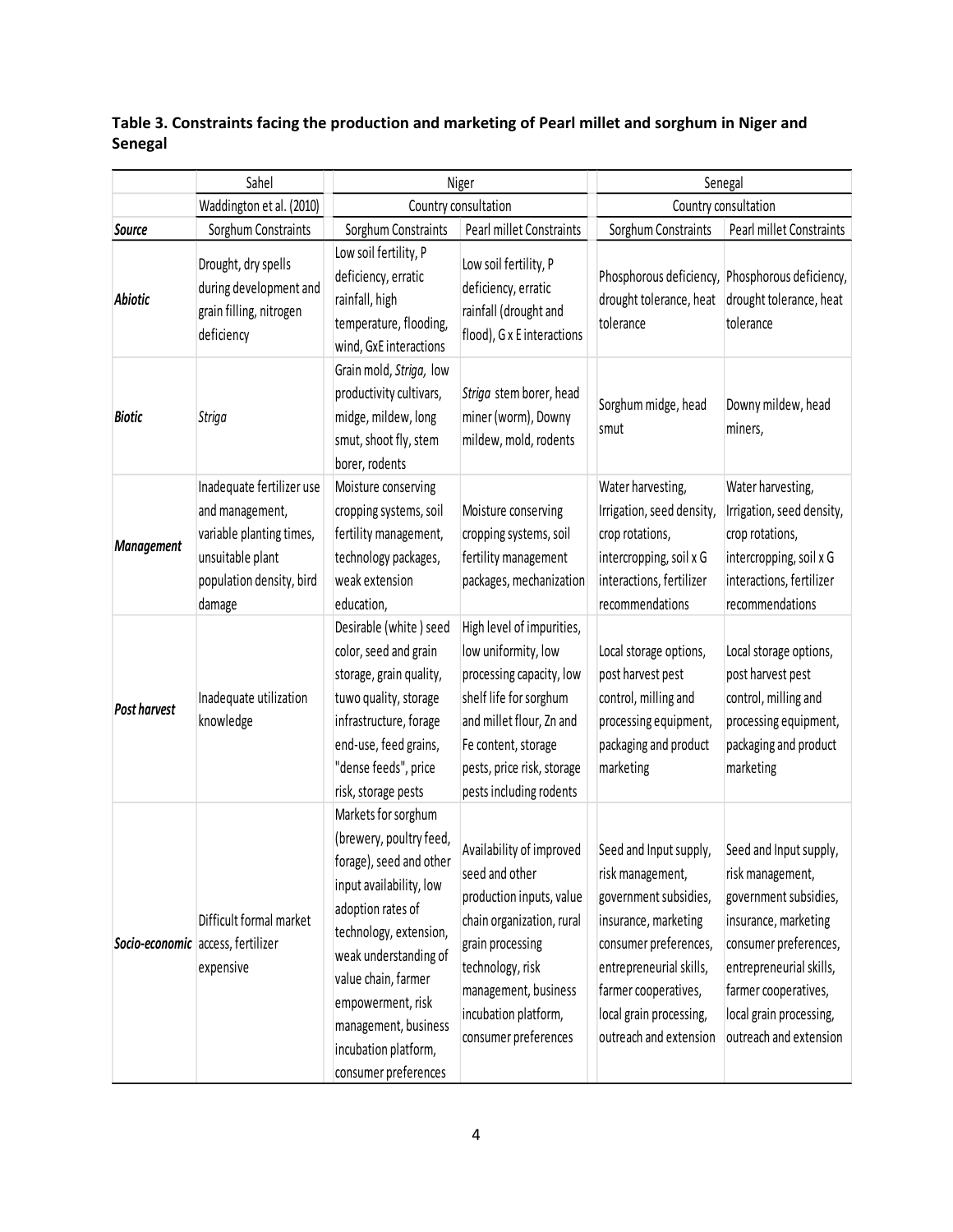**Table 3. Constraints facing the production and marketing of Pearl millet and sorghum in Niger and Senegal**

| | Sahel | Niger | | Senegal | |
|---|---|---|---|---|---|
| | Waddington et al. (2010) | Country consultation | | Country consultation | |
| ***Source*** | Sorghum Constraints | Sorghum Constraints | Pearl millet Constraints | Sorghum Constraints | Pearl millet Constraints |
| ***Abiotic*** | Drought, dry spells during development and grain filling, nitrogen deficiency | Low soil fertility, P deficiency, erratic rainfall, high temperature, flooding, wind, GxE interactions | Low soil fertility, P deficiency, erratic rainfall (drought and flood), G x E interactions | Phosphorous deficiency, drought tolerance, heat tolerance | Phosphorous deficiency, drought tolerance, heat tolerance |
| ***Biotic*** | *Striga* | Grain mold, *Striga*, low productivity cultivars, midge, mildew, long smut, shoot fly, stem borer, rodents | *Striga* stem borer, head miner (worm), Downy mildew, mold, rodents | Sorghum midge, head smut | Downy mildew, head miners, |
| ***Management*** | Inadequate fertilizer use and management, variable planting times, unsuitable plant population density, bird damage | Moisture conserving cropping systems, soil fertility management, technology packages, weak extension education, | Moisture conserving cropping systems, soil fertility management packages, mechanization | Water harvesting, Irrigation, seed density, crop rotations, intercropping, soil x G interactions, fertilizer recommendations | Water harvesting, Irrigation, seed density, crop rotations, intercropping, soil x G interactions, fertilizer recommendations |
| ***Post harvest*** | Inadequate utilization knowledge | Desirable (white ) seed color, seed and grain storage, grain quality, tuwo quality, storage infrastructure, forage end-use, feed grains, "dense feeds", price risk, storage pests | High level of impurities, low uniformity, low processing capacity, low shelf life for sorghum and millet flour, Zn and Fe content, storage pests, price risk, storage pests including rodents | Local storage options, post harvest pest control, milling and processing equipment, packaging and product marketing | Local storage options, post harvest pest control, milling and processing equipment, packaging and product marketing |
| ***Socio-economic*** | Difficult formal market access, fertilizer expensive | Markets for sorghum (brewery, poultry feed, forage), seed and other input availability, low adoption rates of technology, extension, weak understanding of value chain, farmer empowerment, risk management, business incubation platform, consumer preferences | Availability of improved seed and other production inputs, value chain organization, rural grain processing technology, risk management, business incubation platform, consumer preferences | Seed and Input supply, risk management, government subsidies, insurance, marketing consumer preferences, entrepreneurial skills, farmer cooperatives, local grain processing, outreach and extension | Seed and Input supply, risk management, government subsidies, insurance, marketing consumer preferences, entrepreneurial skills, farmer cooperatives, local grain processing, outreach and extension |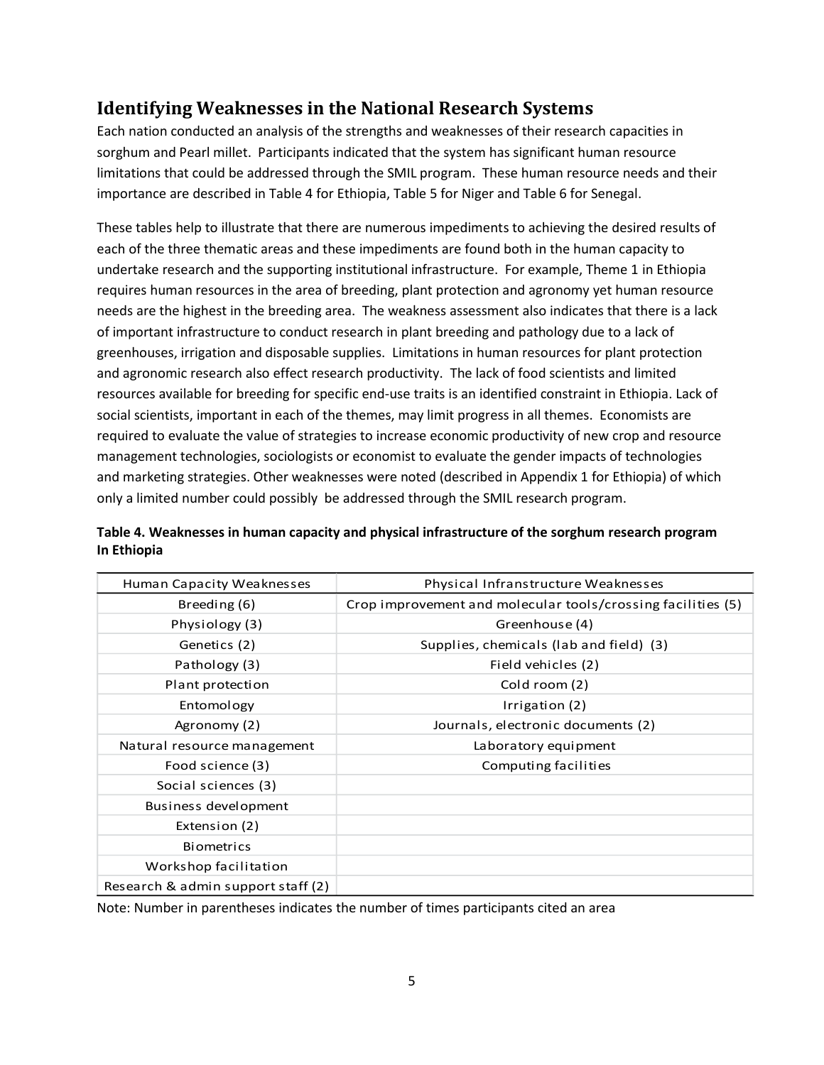## Identifying Weaknesses in the National Research Systems

Each nation conducted an analysis of the strengths and weaknesses of their research capacities in sorghum and Pearl millet. Participants indicated that the system has significant human resource limitations that could be addressed through the SMIL program. These human resource needs and their importance are described in Table 4 for Ethiopia, Table 5 for Niger and Table 6 for Senegal.

These tables help to illustrate that there are numerous impediments to achieving the desired results of each of the three thematic areas and these impediments are found both in the human capacity to undertake research and the supporting institutional infrastructure. For example, Theme 1 in Ethiopia requires human resources in the area of breeding, plant protection and agronomy yet human resource needs are the highest in the breeding area. The weakness assessment also indicates that there is a lack of important infrastructure to conduct research in plant breeding and pathology due to a lack of greenhouses, irrigation and disposable supplies. Limitations in human resources for plant protection and agronomic research also effect research productivity. The lack of food scientists and limited resources available for breeding for specific end-use traits is an identified constraint in Ethiopia. Lack of social scientists, important in each of the themes, may limit progress in all themes. Economists are required to evaluate the value of strategies to increase economic productivity of new crop and resource management technologies, sociologists or economist to evaluate the gender impacts of technologies and marketing strategies. Other weaknesses were noted (described in Appendix 1 for Ethiopia) of which only a limited number could possibly be addressed through the SMIL research program.

**Table 4. Weaknesses in human capacity and physical infrastructure of the sorghum research program In Ethiopia**

| Human Capacity Weaknesses | Physical Infranstructure Weaknesses |
|---|---|
| Breeding (6) | Crop improvement and molecular tools/crossing facilities (5) |
| Physiology (3) | Greenhouse (4) |
| Genetics (2) | Supplies, chemicals (lab and field) (3) |
| Pathology (3) | Field vehicles (2) |
| Plant protection | Cold room (2) |
| Entomology | Irrigation (2) |
| Agronomy (2) | Journals, electronic documents (2) |
| Natural resource management | Laboratory equipment |
| Food science (3) | Computing facilities |
| Social sciences (3) | |
| Business development | |
| Extension (2) | |
| Biometrics | |
| Workshop facilitation | |
| Research & admin support staff (2) | |

Note: Number in parentheses indicates the number of times participants cited an area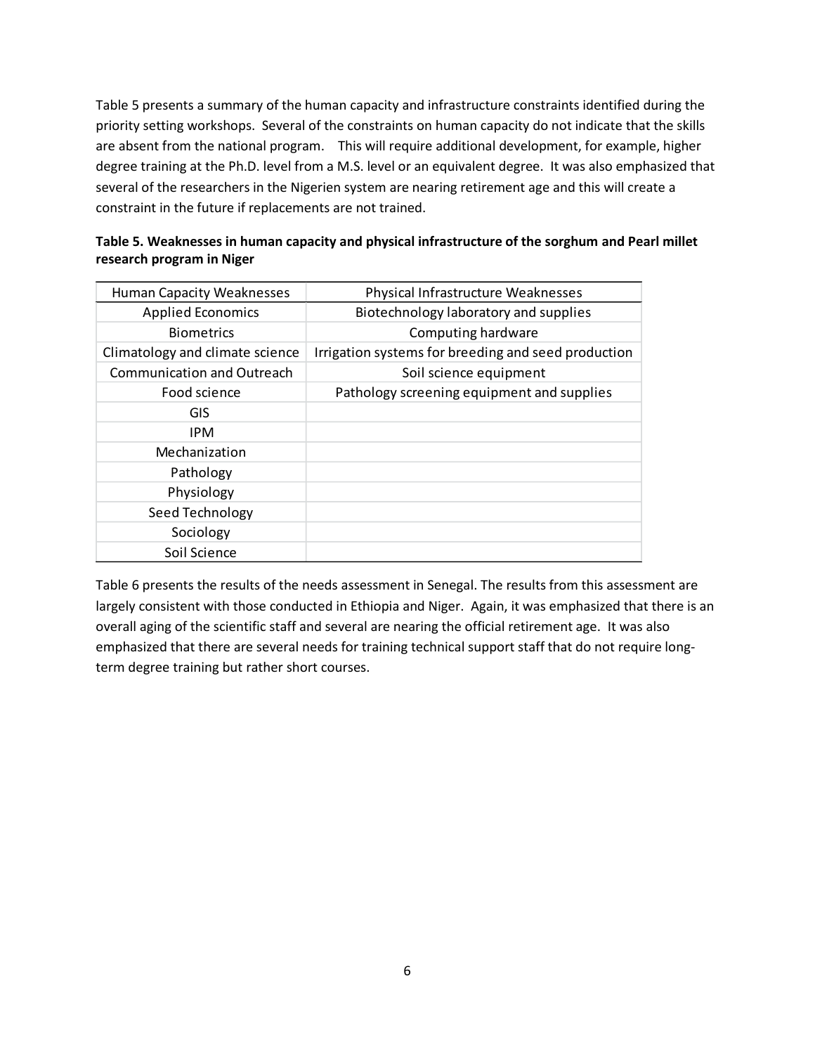Table 5 presents a summary of the human capacity and infrastructure constraints identified during the priority setting workshops. Several of the constraints on human capacity do not indicate that the skills are absent from the national program. This will require additional development, for example, higher degree training at the Ph.D. level from a M.S. level or an equivalent degree. It was also emphasized that several of the researchers in the Nigerien system are nearing retirement age and this will create a constraint in the future if replacements are not trained.

**Table 5. Weaknesses in human capacity and physical infrastructure of the sorghum and Pearl millet research program in Niger**

| Human Capacity Weaknesses | Physical Infrastructure Weaknesses |
|---|---|
| Applied Economics | Biotechnology laboratory and supplies |
| Biometrics | Computing hardware |
| Climatology and climate science | Irrigation systems for breeding and seed production |
| Communication and Outreach | Soil science equipment |
| Food science | Pathology screening equipment and supplies |
| GIS | |
| IPM | |
| Mechanization | |
| Pathology | |
| Physiology | |
| Seed Technology | |
| Sociology | |
| Soil Science | |

Table 6 presents the results of the needs assessment in Senegal. The results from this assessment are largely consistent with those conducted in Ethiopia and Niger. Again, it was emphasized that there is an overall aging of the scientific staff and several are nearing the official retirement age. It was also emphasized that there are several needs for training technical support staff that do not require long-term degree training but rather short courses.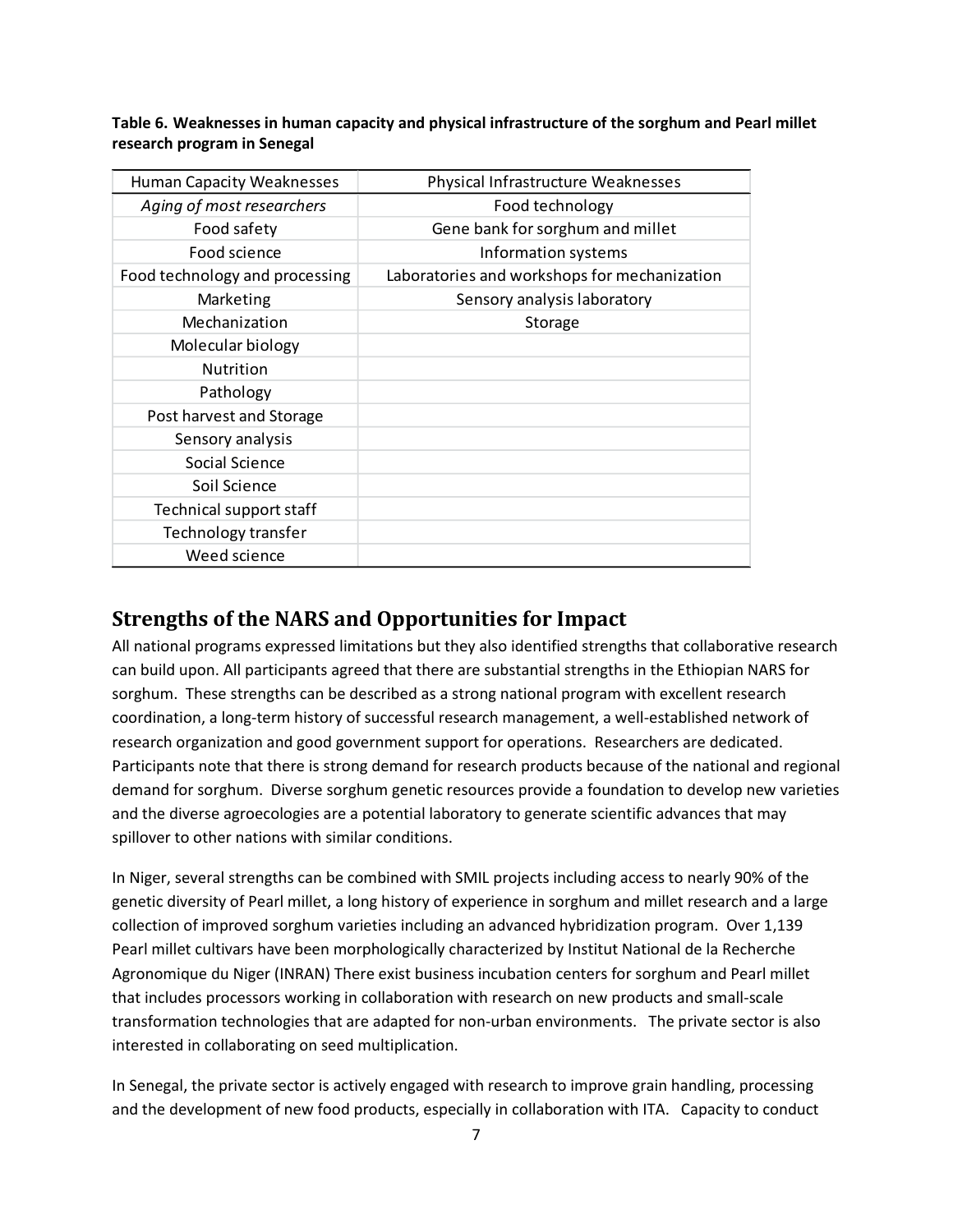**Table 6. Weaknesses in human capacity and physical infrastructure of the sorghum and Pearl millet research program in Senegal**

| Human Capacity Weaknesses | Physical Infrastructure Weaknesses |
|---|---|
| *Aging of most researchers* | Food technology |
| Food safety | Gene bank for sorghum and millet |
| Food science | Information systems |
| Food technology and processing | Laboratories and workshops for mechanization |
| Marketing | Sensory analysis laboratory |
| Mechanization | Storage |
| Molecular biology | |
| Nutrition | |
| Pathology | |
| Post harvest and Storage | |
| Sensory analysis | |
| Social Science | |
| Soil Science | |
| Technical support staff | |
| Technology transfer | |
| Weed science | |

## Strengths of the NARS and Opportunities for Impact

All national programs expressed limitations but they also identified strengths that collaborative research can build upon. All participants agreed that there are substantial strengths in the Ethiopian NARS for sorghum. These strengths can be described as a strong national program with excellent research coordination, a long-term history of successful research management, a well-established network of research organization and good government support for operations. Researchers are dedicated. Participants note that there is strong demand for research products because of the national and regional demand for sorghum. Diverse sorghum genetic resources provide a foundation to develop new varieties and the diverse agroecologies are a potential laboratory to generate scientific advances that may spillover to other nations with similar conditions.

In Niger, several strengths can be combined with SMIL projects including access to nearly 90% of the genetic diversity of Pearl millet, a long history of experience in sorghum and millet research and a large collection of improved sorghum varieties including an advanced hybridization program. Over 1,139 Pearl millet cultivars have been morphologically characterized by Institut National de la Recherche Agronomique du Niger (INRAN) There exist business incubation centers for sorghum and Pearl millet that includes processors working in collaboration with research on new products and small-scale transformation technologies that are adapted for non-urban environments. The private sector is also interested in collaborating on seed multiplication.

In Senegal, the private sector is actively engaged with research to improve grain handling, processing and the development of new food products, especially in collaboration with ITA. Capacity to conduct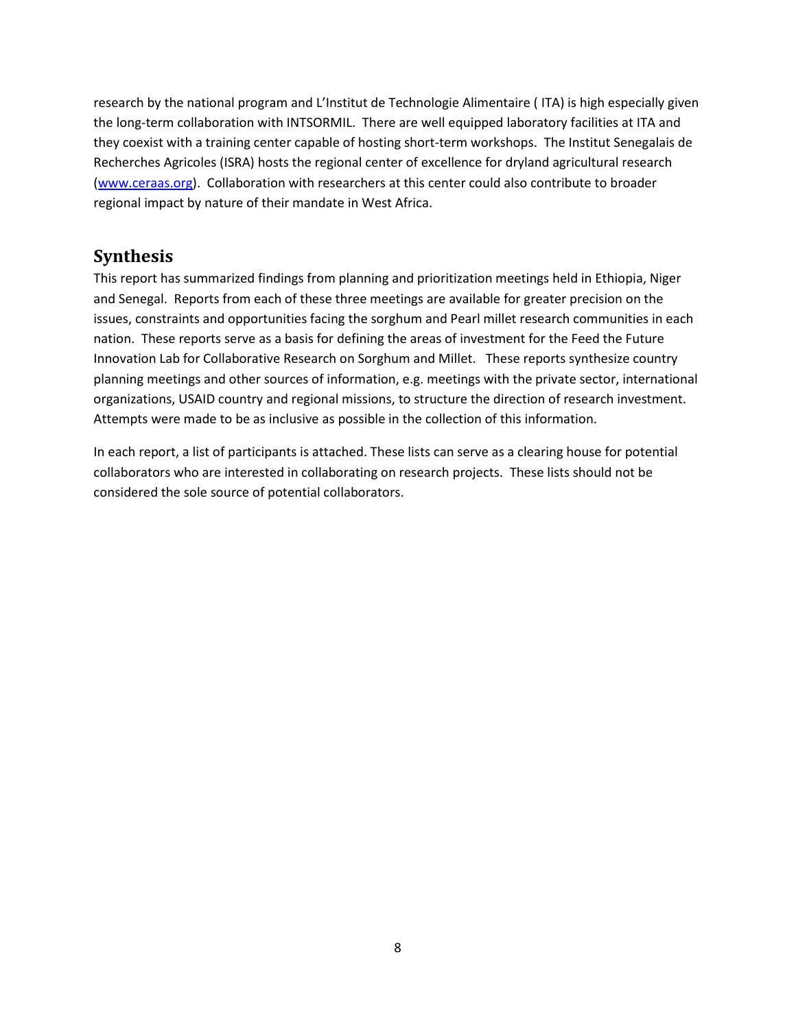research by the national program and L'Institut de Technologie Alimentaire ( ITA) is high especially given the long-term collaboration with INTSORMIL. There are well equipped laboratory facilities at ITA and they coexist with a training center capable of hosting short-term workshops. The Institut Senegalais de Recherches Agricoles (ISRA) hosts the regional center of excellence for dryland agricultural research ([www.ceraas.org](www.ceraas.org)). Collaboration with researchers at this center could also contribute to broader regional impact by nature of their mandate in West Africa.

## Synthesis

This report has summarized findings from planning and prioritization meetings held in Ethiopia, Niger and Senegal. Reports from each of these three meetings are available for greater precision on the issues, constraints and opportunities facing the sorghum and Pearl millet research communities in each nation. These reports serve as a basis for defining the areas of investment for the Feed the Future Innovation Lab for Collaborative Research on Sorghum and Millet. These reports synthesize country planning meetings and other sources of information, e.g. meetings with the private sector, international organizations, USAID country and regional missions, to structure the direction of research investment. Attempts were made to be as inclusive as possible in the collection of this information.

In each report, a list of participants is attached. These lists can serve as a clearing house for potential collaborators who are interested in collaborating on research projects. These lists should not be considered the sole source of potential collaborators.